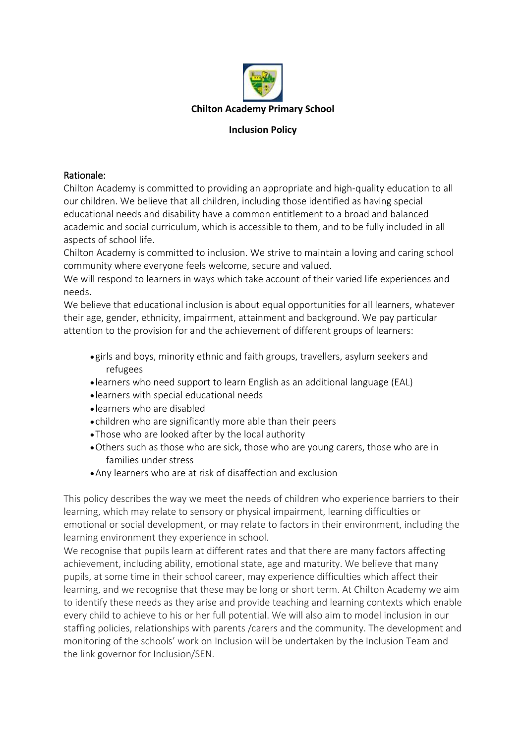**Chilton Academy Primary School**

**Inclusion Policy**

## Rationale:

Chilton Academy is committed to providing an appropriate and high-quality education to all our children. We believe that all children, including those identified as having special educational needs and disability have a common entitlement to a broad and balanced academic and social curriculum, which is accessible to them, and to be fully included in all aspects of school life.

Chilton Academy is committed to inclusion. We strive to maintain a loving and caring school community where everyone feels welcome, secure and valued.

We will respond to learners in ways which take account of their varied life experiences and needs.

We believe that educational inclusion is about equal opportunities for all learners, whatever their age, gender, ethnicity, impairment, attainment and background. We pay particular attention to the provision for and the achievement of different groups of learners:

- girls and boys, minority ethnic and faith groups, travellers, asylum seekers and refugees
- learners who need support to learn English as an additional language (EAL)
- learners with special educational needs
- learners who are disabled
- children who are significantly more able than their peers
- Those who are looked after by the local authority
- Others such as those who are sick, those who are young carers, those who are in families under stress
- Any learners who are at risk of disaffection and exclusion

This policy describes the way we meet the needs of children who experience barriers to their learning, which may relate to sensory or physical impairment, learning difficulties or emotional or social development, or may relate to factors in their environment, including the learning environment they experience in school.

We recognise that pupils learn at different rates and that there are many factors affecting achievement, including ability, emotional state, age and maturity. We believe that many pupils, at some time in their school career, may experience difficulties which affect their learning, and we recognise that these may be long or short term. At Chilton Academy we aim to identify these needs as they arise and provide teaching and learning contexts which enable every child to achieve to his or her full potential. We will also aim to model inclusion in our staffing policies, relationships with parents /carers and the community. The development and monitoring of the schools' work on Inclusion will be undertaken by the Inclusion Team and the link governor for Inclusion/SEN.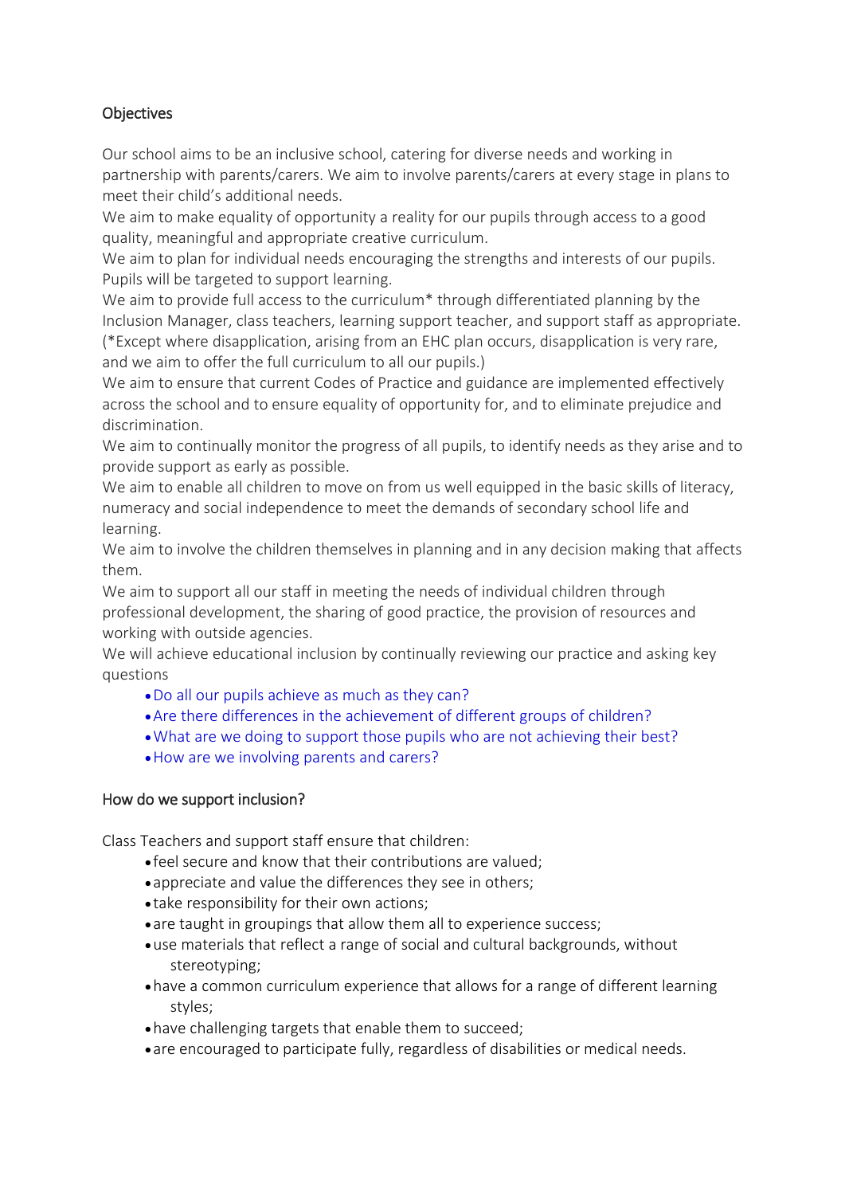## Objectives

Our school aims to be an inclusive school, catering for diverse needs and working in partnership with parents/carers. We aim to involve parents/carers at every stage in plans to meet their child's additional needs.

We aim to make equality of opportunity a reality for our pupils through access to a good quality, meaningful and appropriate creative curriculum.

We aim to plan for individual needs encouraging the strengths and interests of our pupils. Pupils will be targeted to support learning.

We aim to provide full access to the curriculum* through differentiated planning by the Inclusion Manager, class teachers, learning support teacher, and support staff as appropriate. (*Except where disapplication, arising from an EHC plan occurs, disapplication is very rare, and we aim to offer the full curriculum to all our pupils.)

We aim to ensure that current Codes of Practice and guidance are implemented effectively across the school and to ensure equality of opportunity for, and to eliminate prejudice and discrimination.

We aim to continually monitor the progress of all pupils, to identify needs as they arise and to provide support as early as possible.

We aim to enable all children to move on from us well equipped in the basic skills of literacy, numeracy and social independence to meet the demands of secondary school life and learning.

We aim to involve the children themselves in planning and in any decision making that affects them.

We aim to support all our staff in meeting the needs of individual children through professional development, the sharing of good practice, the provision of resources and working with outside agencies.

We will achieve educational inclusion by continually reviewing our practice and asking key questions

- Do all our pupils achieve as much as they can?
- Are there differences in the achievement of different groups of children?
- What are we doing to support those pupils who are not achieving their best?
- How are we involving parents and carers?

## How do we support inclusion?

Class Teachers and support staff ensure that children:

- feel secure and know that their contributions are valued;
- appreciate and value the differences they see in others;
- take responsibility for their own actions;
- are taught in groupings that allow them all to experience success;
- use materials that reflect a range of social and cultural backgrounds, without stereotyping;
- have a common curriculum experience that allows for a range of different learning styles;
- have challenging targets that enable them to succeed;
- are encouraged to participate fully, regardless of disabilities or medical needs.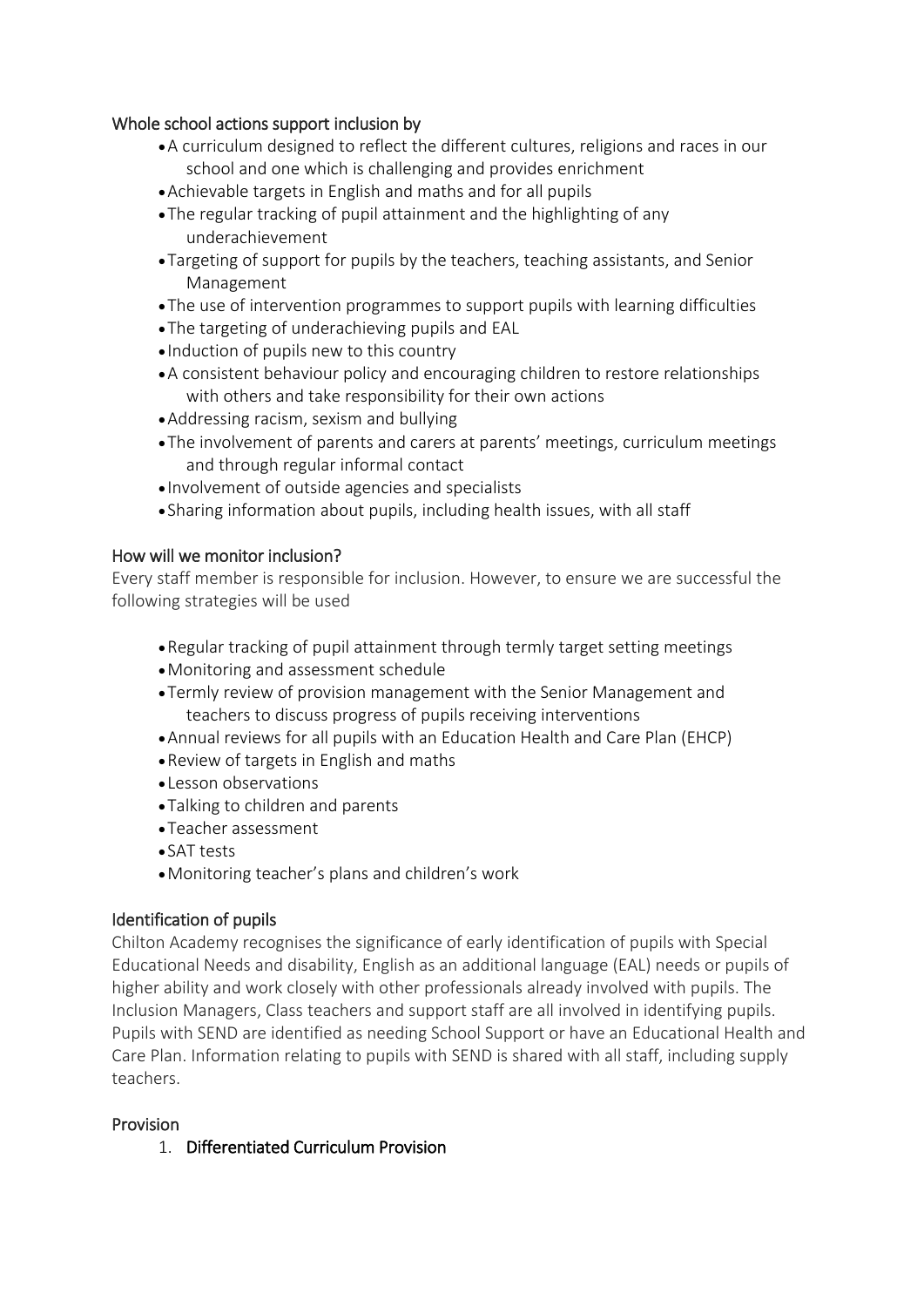## Whole school actions support inclusion by

- A curriculum designed to reflect the different cultures, religions and races in our school and one which is challenging and provides enrichment
- Achievable targets in English and maths and for all pupils
- The regular tracking of pupil attainment and the highlighting of any underachievement
- Targeting of support for pupils by the teachers, teaching assistants, and Senior Management
- The use of intervention programmes to support pupils with learning difficulties
- The targeting of underachieving pupils and EAL
- Induction of pupils new to this country
- A consistent behaviour policy and encouraging children to restore relationships with others and take responsibility for their own actions
- Addressing racism, sexism and bullying
- The involvement of parents and carers at parents' meetings, curriculum meetings and through regular informal contact
- Involvement of outside agencies and specialists
- Sharing information about pupils, including health issues, with all staff

## How will we monitor inclusion?

Every staff member is responsible for inclusion. However, to ensure we are successful the following strategies will be used

- Regular tracking of pupil attainment through termly target setting meetings
- Monitoring and assessment schedule
- Termly review of provision management with the Senior Management and teachers to discuss progress of pupils receiving interventions
- Annual reviews for all pupils with an Education Health and Care Plan (EHCP)
- Review of targets in English and maths
- Lesson observations
- Talking to children and parents
- Teacher assessment
- SAT tests
- Monitoring teacher's plans and children's work

## Identification of pupils

Chilton Academy recognises the significance of early identification of pupils with Special Educational Needs and disability, English as an additional language (EAL) needs or pupils of higher ability and work closely with other professionals already involved with pupils. The Inclusion Managers, Class teachers and support staff are all involved in identifying pupils. Pupils with SEND are identified as needing School Support or have an Educational Health and Care Plan. Information relating to pupils with SEND is shared with all staff, including supply teachers.

## Provision

1. **Differentiated Curriculum Provision**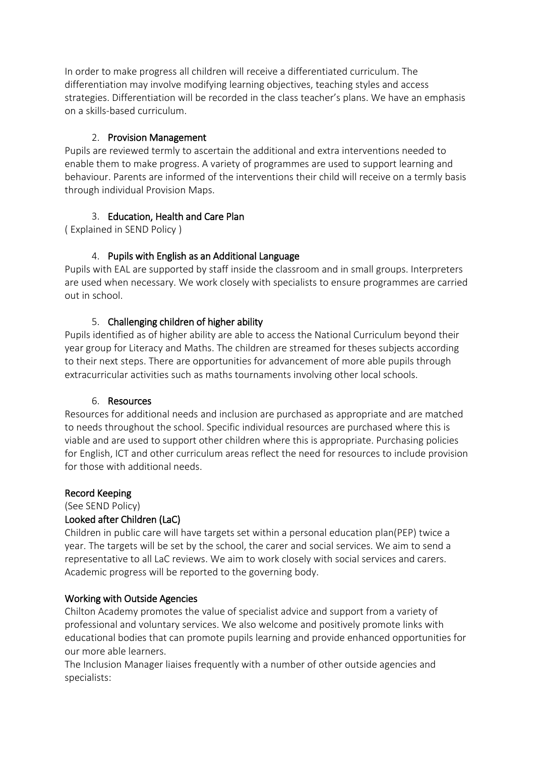In order to make progress all children will receive a differentiated curriculum. The differentiation may involve modifying learning objectives, teaching styles and access strategies. Differentiation will be recorded in the class teacher's plans. We have an emphasis on a skills-based curriculum.

2. **Provision Management**

Pupils are reviewed termly to ascertain the additional and extra interventions needed to enable them to make progress. A variety of programmes are used to support learning and behaviour. Parents are informed of the interventions their child will receive on a termly basis through individual Provision Maps.

3. **Education, Health and Care Plan**

( Explained in SEND Policy )

4. **Pupils with English as an Additional Language**

Pupils with EAL are supported by staff inside the classroom and in small groups. Interpreters are used when necessary. We work closely with specialists to ensure programmes are carried out in school.

5. **Challenging children of higher ability**

Pupils identified as of higher ability are able to access the National Curriculum beyond their year group for Literacy and Maths. The children are streamed for theses subjects according to their next steps. There are opportunities for advancement of more able pupils through extracurricular activities such as maths tournaments involving other local schools.

6. **Resources**

Resources for additional needs and inclusion are purchased as appropriate and are matched to needs throughout the school. Specific individual resources are purchased where this is viable and are used to support other children where this is appropriate. Purchasing policies for English, ICT and other curriculum areas reflect the need for resources to include provision for those with additional needs.

**Record Keeping**

(See SEND Policy)

**Looked after Children (LaC)**

Children in public care will have targets set within a personal education plan(PEP) twice a year. The targets will be set by the school, the carer and social services. We aim to send a representative to all LaC reviews. We aim to work closely with social services and carers. Academic progress will be reported to the governing body.

**Working with Outside Agencies**

Chilton Academy promotes the value of specialist advice and support from a variety of professional and voluntary services. We also welcome and positively promote links with educational bodies that can promote pupils learning and provide enhanced opportunities for our more able learners.

The Inclusion Manager liaises frequently with a number of other outside agencies and specialists: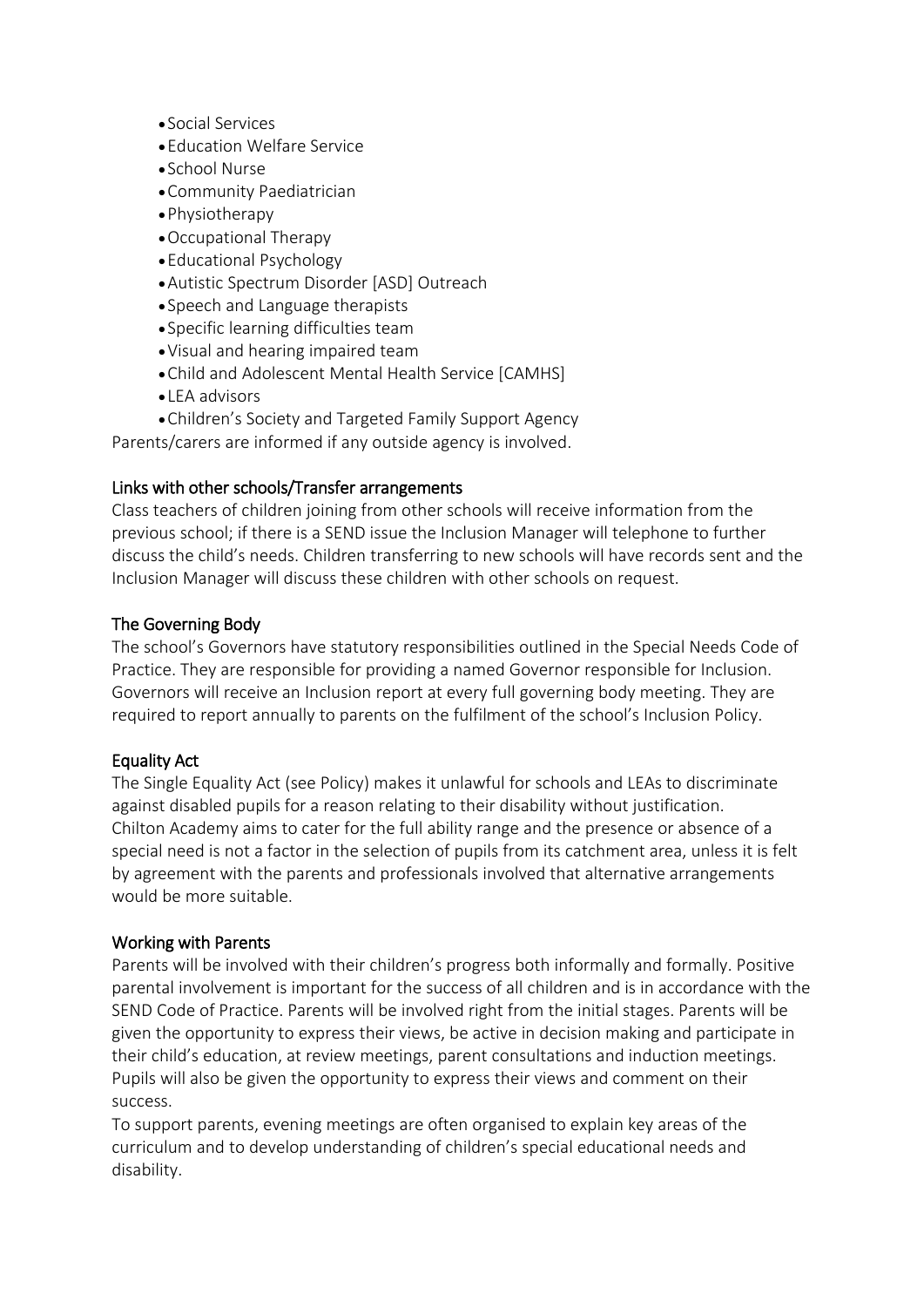- Social Services
- Education Welfare Service
- School Nurse
- Community Paediatrician
- Physiotherapy
- Occupational Therapy
- Educational Psychology
- Autistic Spectrum Disorder [ASD] Outreach
- Speech and Language therapists
- Specific learning difficulties team
- Visual and hearing impaired team
- Child and Adolescent Mental Health Service [CAMHS]
- LEA advisors
- Children's Society and Targeted Family Support Agency

Parents/carers are informed if any outside agency is involved.

## Links with other schools/Transfer arrangements

Class teachers of children joining from other schools will receive information from the previous school; if there is a SEND issue the Inclusion Manager will telephone to further discuss the child's needs. Children transferring to new schools will have records sent and the Inclusion Manager will discuss these children with other schools on request.

## The Governing Body

The school's Governors have statutory responsibilities outlined in the Special Needs Code of Practice. They are responsible for providing a named Governor responsible for Inclusion. Governors will receive an Inclusion report at every full governing body meeting. They are required to report annually to parents on the fulfilment of the school's Inclusion Policy.

## Equality Act

The Single Equality Act (see Policy) makes it unlawful for schools and LEAs to discriminate against disabled pupils for a reason relating to their disability without justification.
Chilton Academy aims to cater for the full ability range and the presence or absence of a special need is not a factor in the selection of pupils from its catchment area, unless it is felt by agreement with the parents and professionals involved that alternative arrangements would be more suitable.

## Working with Parents

Parents will be involved with their children's progress both informally and formally. Positive parental involvement is important for the success of all children and is in accordance with the SEND Code of Practice. Parents will be involved right from the initial stages. Parents will be given the opportunity to express their views, be active in decision making and participate in their child's education, at review meetings, parent consultations and induction meetings. Pupils will also be given the opportunity to express their views and comment on their success.
To support parents, evening meetings are often organised to explain key areas of the curriculum and to develop understanding of children's special educational needs and disability.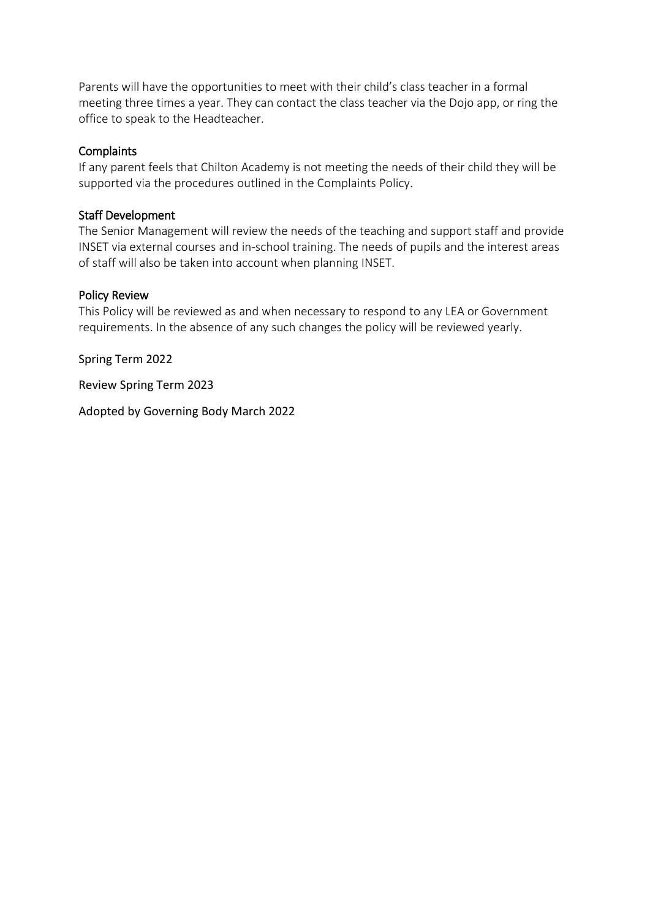Parents will have the opportunities to meet with their child's class teacher in a formal meeting three times a year. They can contact the class teacher via the Dojo app, or ring the office to speak to the Headteacher.

### Complaints

If any parent feels that Chilton Academy is not meeting the needs of their child they will be supported via the procedures outlined in the Complaints Policy.

### Staff Development

The Senior Management will review the needs of the teaching and support staff and provide INSET via external courses and in-school training. The needs of pupils and the interest areas of staff will also be taken into account when planning INSET.

### Policy Review

This Policy will be reviewed as and when necessary to respond to any LEA or Government requirements. In the absence of any such changes the policy will be reviewed yearly.

Spring Term 2022

Review Spring Term 2023

Adopted by Governing Body March 2022